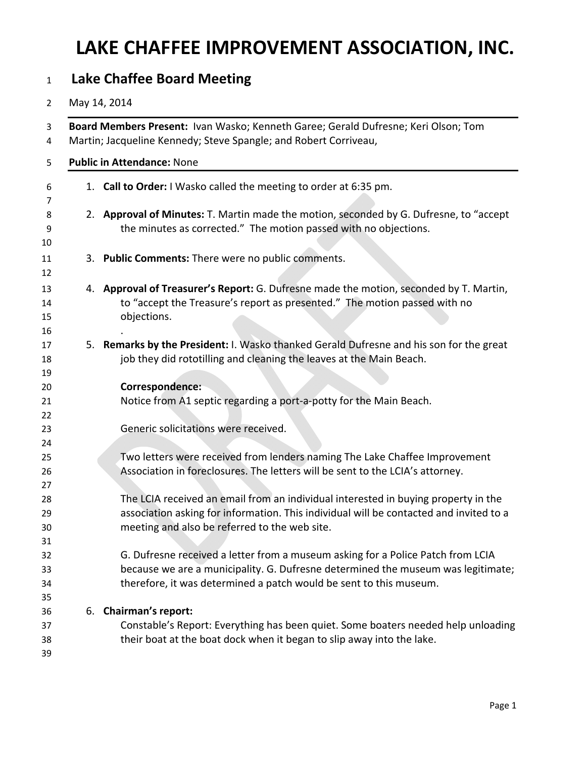# LAKE CHAFFEE IMPROVEMENT ASSOCIATION, INC.

## Lake Chaffee Board Meeting

May 14, 2014

**Board Members Present:** Ivan Wasko; Kenneth Garee; Gerald Dufresne; Keri Olson; Tom Martin; Jacqueline Kennedy; Steve Spangle; and Robert Corriveau,

**Public in Attendance:** None

1. **Call to Order:** I Wasko called the meeting to order at 6:35 pm.

2. **Approval of Minutes:** T. Martin made the motion, seconded by G. Dufresne, to "accept the minutes as corrected." The motion passed with no objections.

3. **Public Comments:** There were no public comments.

4. **Approval of Treasurer's Report:** G. Dufresne made the motion, seconded by T. Martin, to "accept the Treasure's report as presented." The motion passed with no objections.

   .

5. **Remarks by the President:** I. Wasko thanked Gerald Dufresne and his son for the great job they did rototilling and cleaning the leaves at the Main Beach.

   **Correspondence:**

   Notice from A1 septic regarding a port-a-potty for the Main Beach.

   Generic solicitations were received.

   Two letters were received from lenders naming The Lake Chaffee Improvement Association in foreclosures. The letters will be sent to the LCIA's attorney.

   The LCIA received an email from an individual interested in buying property in the association asking for information. This individual will be contacted and invited to a meeting and also be referred to the web site.

   G. Dufresne received a letter from a museum asking for a Police Patch from LCIA because we are a municipality. G. Dufresne determined the museum was legitimate; therefore, it was determined a patch would be sent to this museum.

6. **Chairman's report:**

   Constable's Report: Everything has been quiet. Some boaters needed help unloading their boat at the boat dock when it began to slip away into the lake.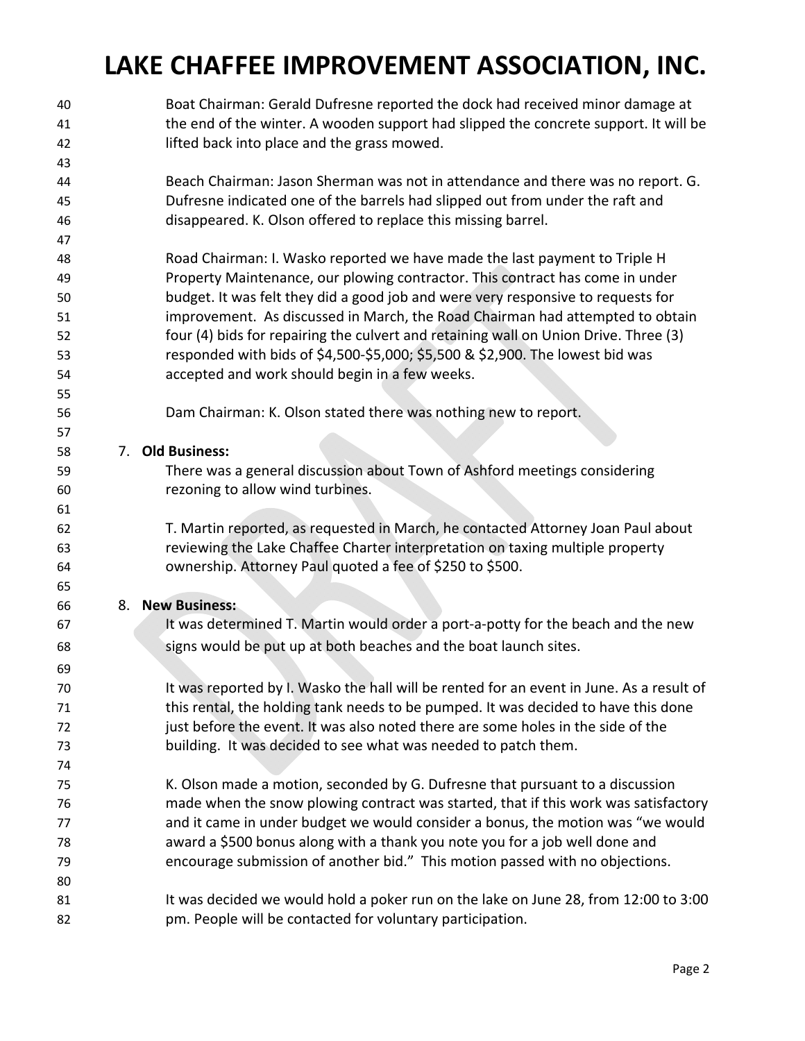Boat Chairman: Gerald Dufresne reported the dock had received minor damage at the end of the winter. A wooden support had slipped the concrete support. It will be lifted back into place and the grass mowed.

Beach Chairman: Jason Sherman was not in attendance and there was no report. G. Dufresne indicated one of the barrels had slipped out from under the raft and disappeared. K. Olson offered to replace this missing barrel.

Road Chairman: I. Wasko reported we have made the last payment to Triple H Property Maintenance, our plowing contractor. This contract has come in under budget. It was felt they did a good job and were very responsive to requests for improvement. As discussed in March, the Road Chairman had attempted to obtain four (4) bids for repairing the culvert and retaining wall on Union Drive. Three (3) responded with bids of $4,500-$5,000; $5,500 & $2,900. The lowest bid was accepted and work should begin in a few weeks.

Dam Chairman: K. Olson stated there was nothing new to report.

7. **Old Business:**

There was a general discussion about Town of Ashford meetings considering rezoning to allow wind turbines.

T. Martin reported, as requested in March, he contacted Attorney Joan Paul about reviewing the Lake Chaffee Charter interpretation on taxing multiple property ownership. Attorney Paul quoted a fee of $250 to $500.

8. **New Business:**

It was determined T. Martin would order a port-a-potty for the beach and the new signs would be put up at both beaches and the boat launch sites.

It was reported by I. Wasko the hall will be rented for an event in June. As a result of this rental, the holding tank needs to be pumped. It was decided to have this done just before the event. It was also noted there are some holes in the side of the building. It was decided to see what was needed to patch them.

K. Olson made a motion, seconded by G. Dufresne that pursuant to a discussion made when the snow plowing contract was started, that if this work was satisfactory and it came in under budget we would consider a bonus, the motion was "we would award a $500 bonus along with a thank you note you for a job well done and encourage submission of another bid." This motion passed with no objections.

It was decided we would hold a poker run on the lake on June 28, from 12:00 to 3:00 pm. People will be contacted for voluntary participation.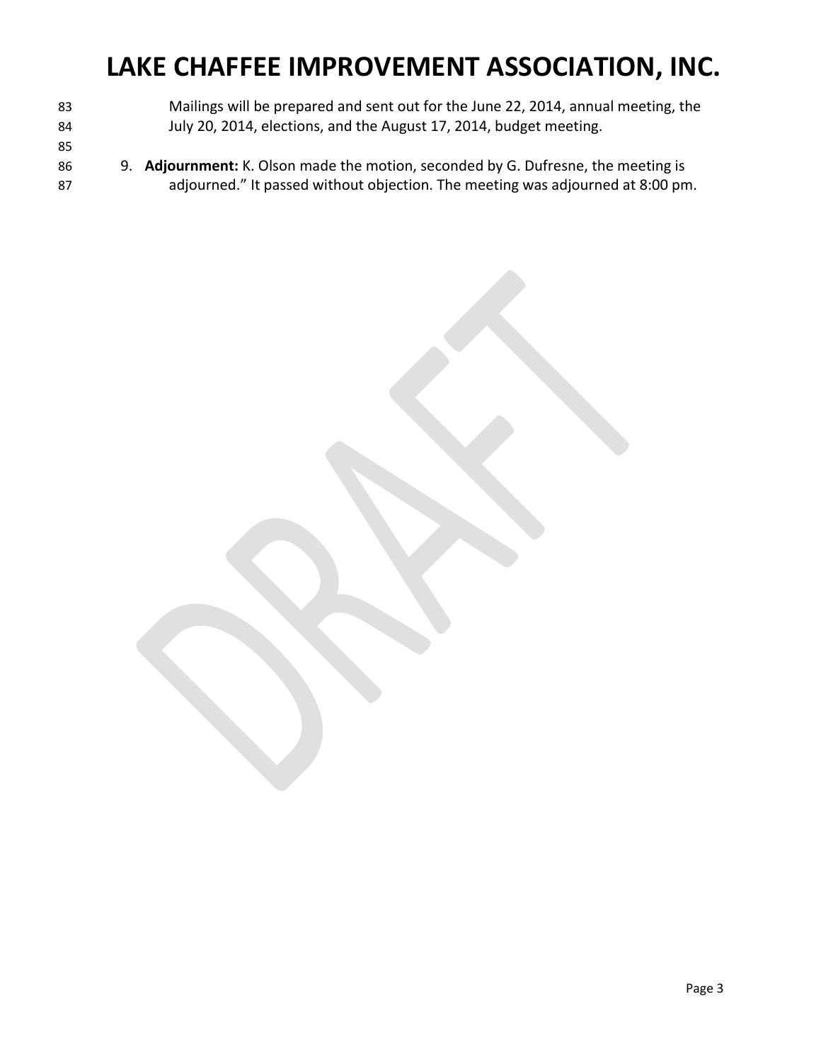Mailings will be prepared and sent out for the June 22, 2014, annual meeting, the July 20, 2014, elections, and the August 17, 2014, budget meeting.

9. **Adjournment:** K. Olson made the motion, seconded by G. Dufresne, the meeting is adjourned." It passed without objection. The meeting was adjourned at 8:00 pm.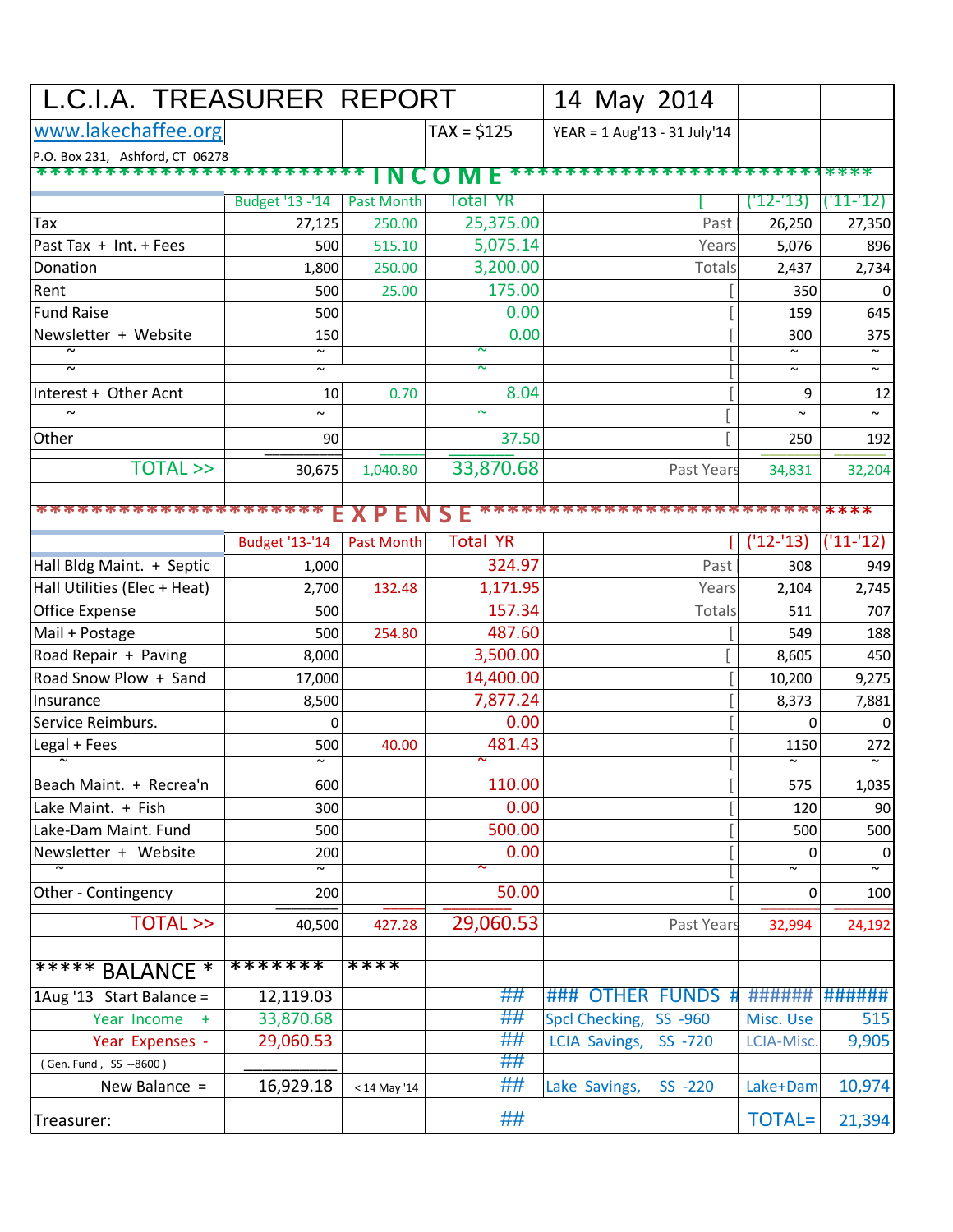# L.C.I.A. TREASURER REPORT

14 May 2014

www.lakechaffee.org | TAX = $125 | YEAR = 1 Aug'13 - 31 July'14

P.O. Box 231, Ashford, CT 06278

## INCOME

| | Budget '13 -'14 | Past Month | Total YR | | ('12-'13) | ('11-'12) |
|---|---|---|---|---|---|---|
| Tax | 27,125 | 250.00 | 25,375.00 | Past | 26,250 | 27,350 |
| Past Tax + Int. + Fees | 500 | 515.10 | 5,075.14 | Years | 5,076 | 896 |
| Donation | 1,800 | 250.00 | 3,200.00 | Totals | 2,437 | 2,734 |
| Rent | 500 | 25.00 | 175.00 | [ | 350 | 0 |
| Fund Raise | 500 | | 0.00 | [ | 159 | 645 |
| Newsletter + Website | 150 | | 0.00 | [ | 300 | 375 |
| ~ | ~ | | ~ | [ | ~ | ~ |
| ~ | ~ | | ~ | [ | ~ | ~ |
| Interest + Other Acnt | 10 | 0.70 | 8.04 | [ | 9 | 12 |
| ~ | ~ | | ~ | [ | ~ | ~ |
| Other | 90 | | 37.50 | [ | 250 | 192 |
| TOTAL >> | 30,675 | 1,040.80 | 33,870.68 | Past Years | 34,831 | 32,204 |

## EXPENSE

| | Budget '13-'14 | Past Month | Total YR | [ | ('12-'13) | ('11-'12) |
|---|---|---|---|---|---|---|
| Hall Bldg Maint. + Septic | 1,000 | | 324.97 | Past | 308 | 949 |
| Hall Utilities (Elec + Heat) | 2,700 | 132.48 | 1,171.95 | Years | 2,104 | 2,745 |
| Office Expense | 500 | | 157.34 | Totals | 511 | 707 |
| Mail + Postage | 500 | 254.80 | 487.60 | [ | 549 | 188 |
| Road Repair + Paving | 8,000 | | 3,500.00 | [ | 8,605 | 450 |
| Road Snow Plow + Sand | 17,000 | | 14,400.00 | [ | 10,200 | 9,275 |
| Insurance | 8,500 | | 7,877.24 | [ | 8,373 | 7,881 |
| Service Reimburs. | 0 | | 0.00 | [ | 0 | 0 |
| Legal + Fees | 500 | 40.00 | 481.43 | [ | 1150 | 272 |
| ~ | ~ | | ~ | [ | ~ | ~ |
| Beach Maint. + Recrea'n | 600 | | 110.00 | [ | 575 | 1,035 |
| Lake Maint. + Fish | 300 | | 0.00 | [ | 120 | 90 |
| Lake-Dam Maint. Fund | 500 | | 500.00 | [ | 500 | 500 |
| Newsletter + Website | 200 | | 0.00 | [ | 0 | 0 |
| ~ | ~ | | ~ | [ | ~ | ~ |
| Other - Contingency | 200 | | 50.00 | [ | 0 | 100 |
| TOTAL >> | 40,500 | 427.28 | 29,060.53 | Past Years | 32,994 | 24,192 |

## BALANCE

| | | | | | | |
|---|---|---|---|---|---|---|
| 1Aug '13 Start Balance = | 12,119.03 | | ## | ### OTHER FUNDS # | ###### | ###### |
| Year Income + | 33,870.68 | | ## | Spcl Checking, SS -960 | Misc. Use | 515 |
| Year Expenses - | 29,060.53 | | ## | LCIA Savings, SS -720 | LCIA-Misc. | 9,905 |
| ( Gen. Fund , SS --8600 ) | | | ## | | | |
| New Balance = | 16,929.18 | < 14 May '14 | ## | Lake Savings, SS -220 | Lake+Dam | 10,974 |
| Treasurer: | | | ## | | TOTAL= | 21,394 |